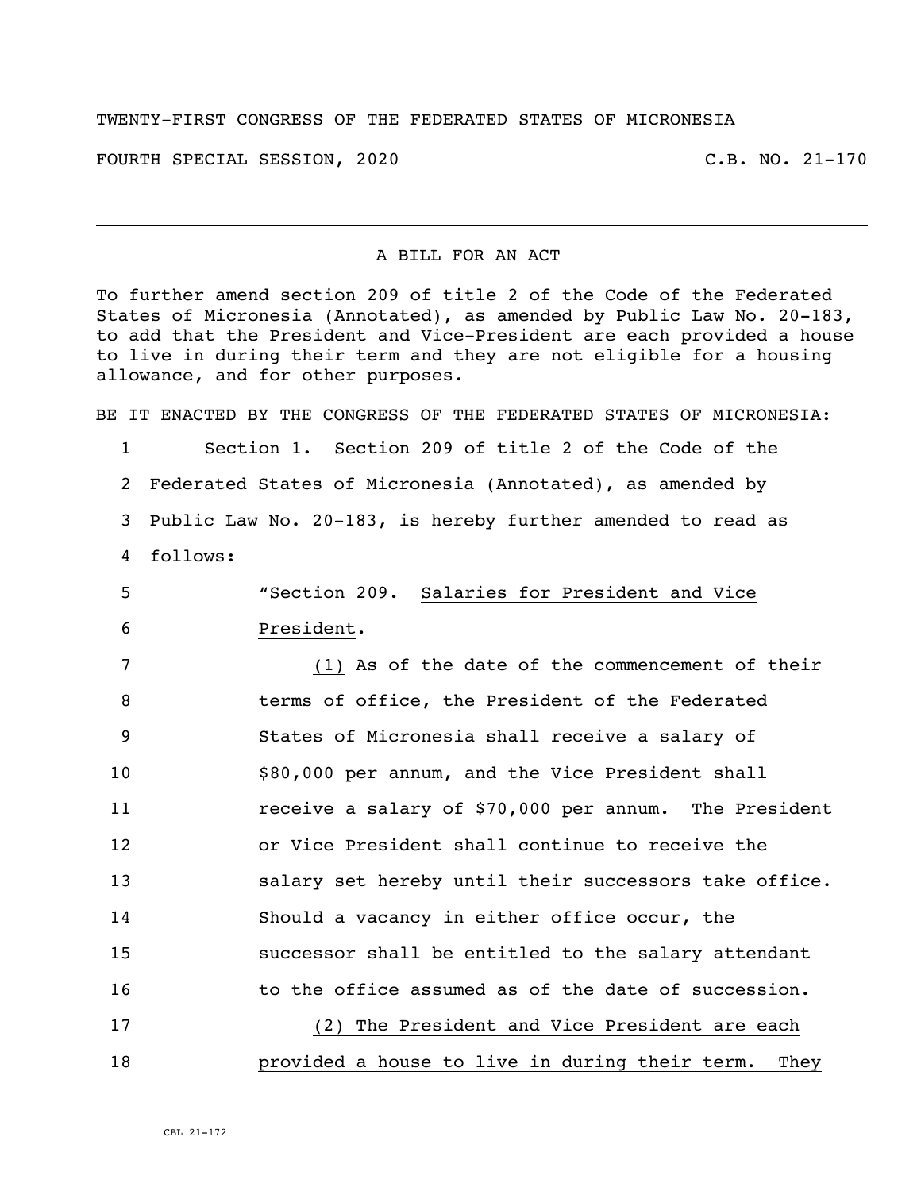TWENTY-FIRST CONGRESS OF THE FEDERATED STATES OF MICRONESIA

FOURTH SPECIAL SESSION, 2020 C.B. NO. 21-170

---

A BILL FOR AN ACT

To further amend section 209 of title 2 of the Code of the Federated States of Micronesia (Annotated), as amended by Public Law No. 20-183, to add that the President and Vice-President are each provided a house to live in during their term and they are not eligible for a housing allowance, and for other purposes.

BE IT ENACTED BY THE CONGRESS OF THE FEDERATED STATES OF MICRONESIA:

1 Section 1. Section 209 of title 2 of the Code of the
2 Federated States of Micronesia (Annotated), as amended by
3 Public Law No. 20-183, is hereby further amended to read as
4 follows:
5 "Section 209. Salaries for President and Vice
6 President.
7 (1) As of the date of the commencement of their
8 terms of office, the President of the Federated
9 States of Micronesia shall receive a salary of
10 \$80,000 per annum, and the Vice President shall
11 receive a salary of \$70,000 per annum. The President
12 or Vice President shall continue to receive the
13 salary set hereby until their successors take office.
14 Should a vacancy in either office occur, the
15 successor shall be entitled to the salary attendant
16 to the office assumed as of the date of succession.
17 (2) The President and Vice President are each
18 provided a house to live in during their term. They

CBL 21-172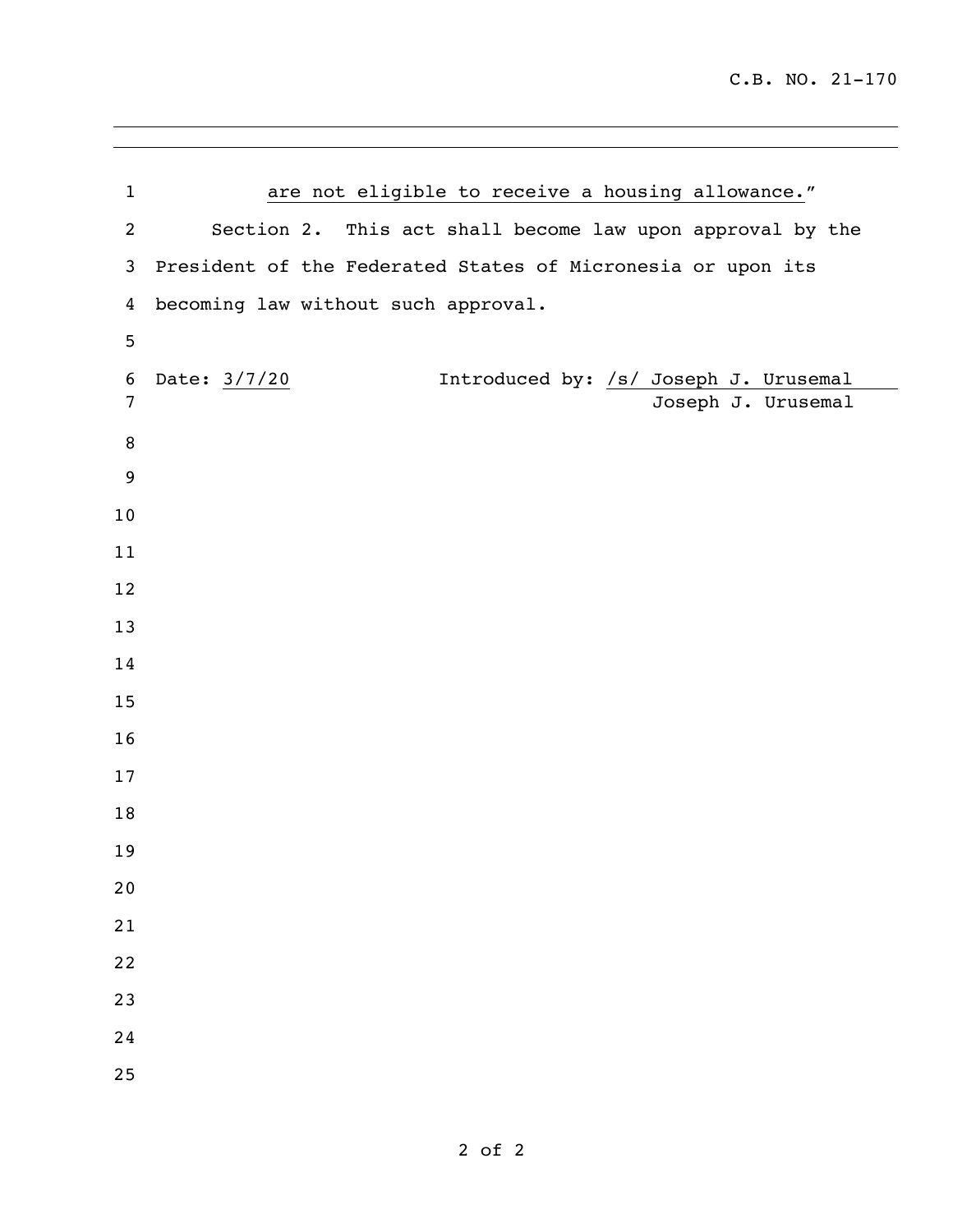are not eligible to receive a housing allowance."

Section 2. This act shall become law upon approval by the President of the Federated States of Micronesia or upon its becoming law without such approval.

Date: 3/7/20 Introduced by: /s/ Joseph J. Urusemal

Joseph J. Urusemal